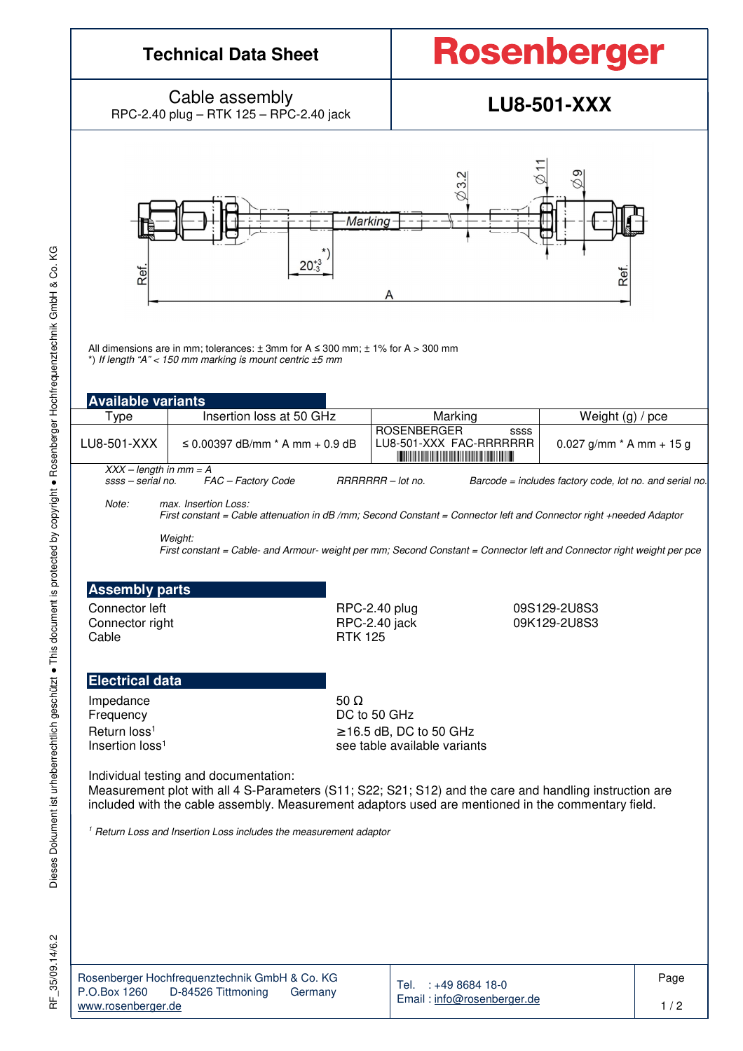# Technical Data Sheet

**Rosenberger**

## Cable assembly

RPC-2.40 plug – RTK 125 – RPC-2.40 jack

## LU8-501-XXX

All dimensions are in mm; tolerances: ± 3mm for A ≤ 300 mm; ± 1% for A > 300 mm

*) *If length "A" < 150 mm marking is mount centric ±5 mm*

## Available variants

| Type | Insertion loss at 50 GHz | Marking | Weight (g) / pce |
|---|---|---|---|
| LU8-501-XXX | ≤ 0.00397 dB/mm * A mm + 0.9 dB | ROSENBERGER ssss<br>LU8-501-XXX FAC-RRRRRRR | 0.027 g/mm * A mm + 15 g |

*XXX – length in mm = A*

*ssss – serial no.* *FAC – Factory Code* *RRRRRRR – lot no.* *Barcode = includes factory code, lot no. and serial no.*

*Note:* *max. Insertion Loss:*
*First constant = Cable attenuation in dB /mm; Second Constant = Connector left and Connector right +needed Adaptor*

*Weight:*
*First constant = Cable- and Armour- weight per mm; Second Constant = Connector left and Connector right weight per pce*

## Assembly parts

| | | |
|---|---|---|
| Connector left | RPC-2.40 plug | 09S129-2U8S3 |
| Connector right | RPC-2.40 jack | 09K129-2U8S3 |
| Cable | RTK 125 | |

## Electrical data

| | |
|---|---|
| Impedance | 50 Ω |
| Frequency | DC to 50 GHz |
| Return loss[1] | ≥16.5 dB, DC to 50 GHz |
| Insertion loss[1] | see table available variants |

Individual testing and documentation:
Measurement plot with all 4 S-Parameters (S11; S22; S21; S12) and the care and handling instruction are included with the cable assembly. Measurement adaptors used are mentioned in the commentary field.

[1] *Return Loss and Insertion Loss includes the measurement adaptor*

Rosenberger Hochfrequenztechnik GmbH & Co. KG
P.O.Box 1260 D-84526 Tittmoning Germany
www.rosenberger.de

Tel. : +49 8684 18-0
Email : info@rosenberger.de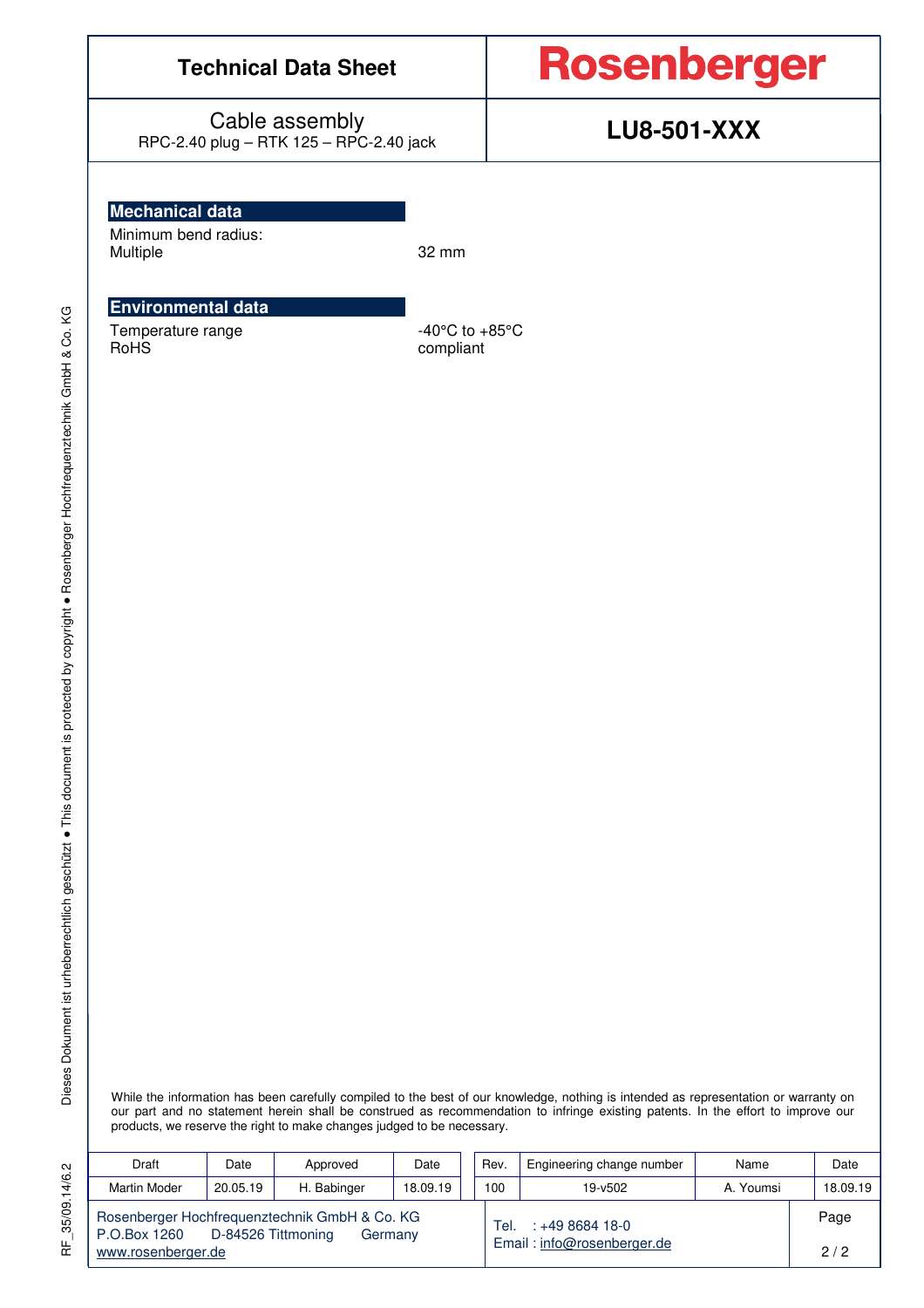| Technical Data Sheet | Rosenberger |
|---|---|
| Cable assembly<br>RPC-2.40 plug – RTK 125 – RPC-2.40 jack | **LU8-501-XXX** |

## Mechanical data

| | |
|---|---|
| Minimum bend radius:<br>Multiple | 32 mm |

## Environmental data

| | |
|---|---|
| Temperature range | -40°C to +85°C |
| RoHS | compliant |

While the information has been carefully compiled to the best of our knowledge, nothing is intended as representation or warranty on our part and no statement herein shall be construed as recommendation to infringe existing patents. In the effort to improve our products, we reserve the right to make changes judged to be necessary.

| Draft | Date | Approved | Date | Rev. | Engineering change number | Name | Date |
|---|---|---|---|---|---|---|---|
| Martin Moder | 20.05.19 | H. Babinger | 18.09.19 | 100 | 19-v502 | A. Youmsi | 18.09.19 |

Rosenberger Hochfrequenztechnik GmbH & Co. KG
P.O.Box 1260 D-84526 Tittmoning Germany
www.rosenberger.de

Tel. : +49 8684 18-0
Email : info@rosenberger.de

Dieses Dokument ist urheberrechtlich geschützt ● This document is protected by copyright ● Rosenberger Hochfrequenztechnik GmbH & Co. KG

RF_35/09.14/6.2